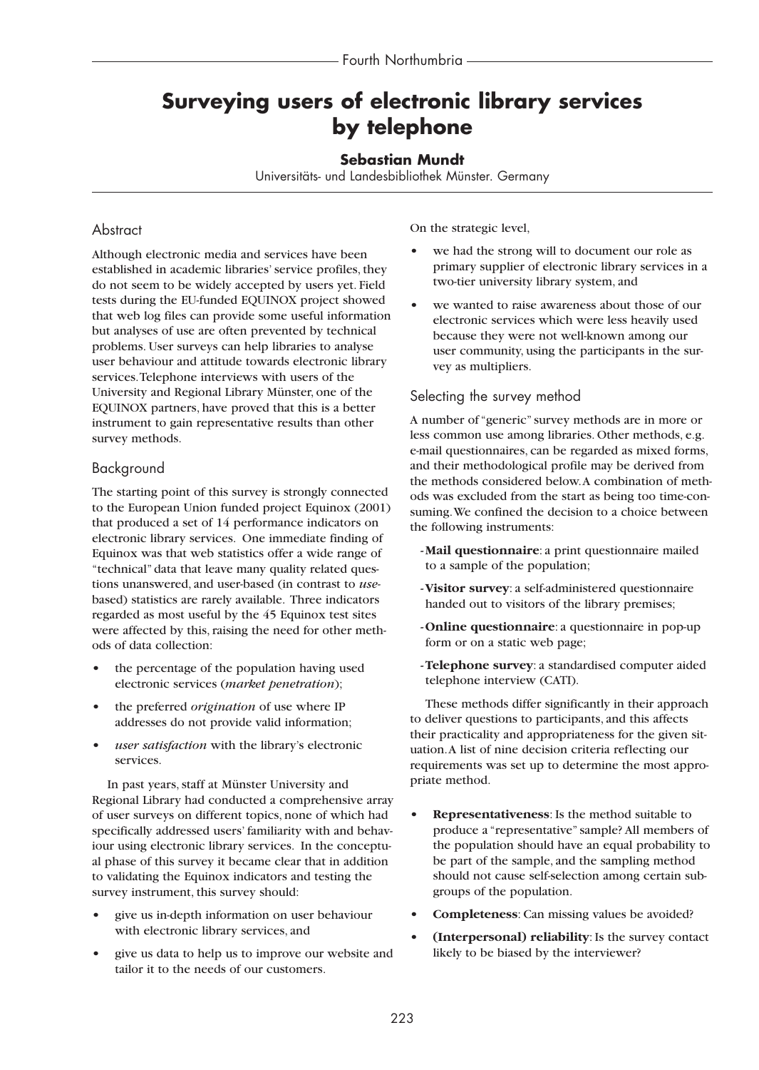# Surveying users of electronic library services by telephone

**Sebastian Mundt**

Universitäts- und Landesbibliothek Münster. Germany

## Abstract

Although electronic media and services have been established in academic libraries' service profiles, they do not seem to be widely accepted by users yet. Field tests during the EU-funded EQUINOX project showed that web log files can provide some useful information but analyses of use are often prevented by technical problems. User surveys can help libraries to analyse user behaviour and attitude towards electronic library services. Telephone interviews with users of the University and Regional Library Münster, one of the EQUINOX partners, have proved that this is a better instrument to gain representative results than other survey methods.

## Background

The starting point of this survey is strongly connected to the European Union funded project Equinox (2001) that produced a set of 14 performance indicators on electronic library services. One immediate finding of Equinox was that web statistics offer a wide range of "technical" data that leave many quality related questions unanswered, and user-based (in contrast to *use*-based) statistics are rarely available. Three indicators regarded as most useful by the 45 Equinox test sites were affected by this, raising the need for other methods of data collection:

- the percentage of the population having used electronic services (*market penetration*);
- the preferred *origination* of use where IP addresses do not provide valid information;
- *user satisfaction* with the library's electronic services.

In past years, staff at Münster University and Regional Library had conducted a comprehensive array of user surveys on different topics, none of which had specifically addressed users' familiarity with and behaviour using electronic library services. In the conceptual phase of this survey it became clear that in addition to validating the Equinox indicators and testing the survey instrument, this survey should:

- give us in-depth information on user behaviour with electronic library services, and
- give us data to help us to improve our website and tailor it to the needs of our customers.

On the strategic level,

- we had the strong will to document our role as primary supplier of electronic library services in a two-tier university library system, and
- we wanted to raise awareness about those of our electronic services which were less heavily used because they were not well-known among our user community, using the participants in the survey as multipliers.

## Selecting the survey method

A number of "generic" survey methods are in more or less common use among libraries. Other methods, e.g. e-mail questionnaires, can be regarded as mixed forms, and their methodological profile may be derived from the methods considered below. A combination of methods was excluded from the start as being too time-consuming. We confined the decision to a choice between the following instruments:

- **Mail questionnaire**: a print questionnaire mailed to a sample of the population;
- **Visitor survey**: a self-administered questionnaire handed out to visitors of the library premises;
- **Online questionnaire**: a questionnaire in pop-up form or on a static web page;
- **Telephone survey**: a standardised computer aided telephone interview (CATI).

These methods differ significantly in their approach to deliver questions to participants, and this affects their practicality and appropriateness for the given situation. A list of nine decision criteria reflecting our requirements was set up to determine the most appropriate method.

- **Representativeness**: Is the method suitable to produce a "representative" sample? All members of the population should have an equal probability to be part of the sample, and the sampling method should not cause self-selection among certain subgroups of the population.
- **Completeness**: Can missing values be avoided?
- **(Interpersonal) reliability**: Is the survey contact likely to be biased by the interviewer?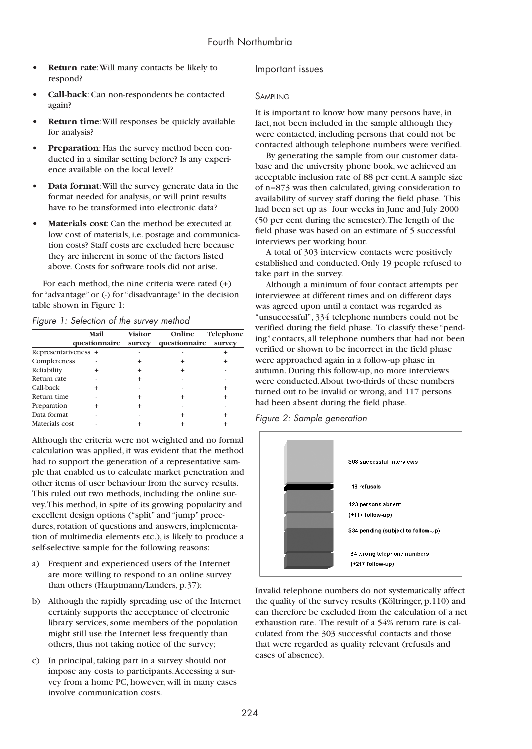- **Return rate**: Will many contacts be likely to respond?
- **Call-back**: Can non-respondents be contacted again?
- **Return time**: Will responses be quickly available for analysis?
- **Preparation**: Has the survey method been conducted in a similar setting before? Is any experience available on the local level?
- **Data format**: Will the survey generate data in the format needed for analysis, or will print results have to be transformed into electronic data?
- **Materials cost**: Can the method be executed at low cost of materials, i.e. postage and communication costs? Staff costs are excluded here because they are inherent in some of the factors listed above. Costs for software tools did not arise.

For each method, the nine criteria were rated (+) for "advantage" or (-) for "disadvantage" in the decision table shown in Figure 1:

*Figure 1: Selection of the survey method*

| | Mail questionnaire | Visitor survey | Online questionnaire | Telephone survey |
|---|---|---|---|---|
| Representativeness | + | - | - | + |
| Completeness | - | + | + | + |
| Reliability | + | + | + | - |
| Return rate | - | + | - | - |
| Call-back | + | - | - | + |
| Return time | - | + | + | + |
| Preparation | + | + | - | - |
| Data format | - | - | + | + |
| Materials cost | - | + | + | + |

Although the criteria were not weighted and no formal calculation was applied, it was evident that the method had to support the generation of a representative sample that enabled us to calculate market penetration and other items of user behaviour from the survey results. This ruled out two methods, including the online survey. This method, in spite of its growing popularity and excellent design options ("split" and "jump" procedures, rotation of questions and answers, implementation of multimedia elements etc.), is likely to produce a self-selective sample for the following reasons:

a) Frequent and experienced users of the Internet are more willing to respond to an online survey than others (Hauptmann/Landers, p.37);

b) Although the rapidly spreading use of the Internet certainly supports the acceptance of electronic library services, some members of the population might still use the Internet less frequently than others, thus not taking notice of the survey;

c) In principal, taking part in a survey should not impose any costs to participants. Accessing a survey from a home PC, however, will in many cases involve communication costs.

## Important issues

### Sampling

It is important to know how many persons have, in fact, not been included in the sample although they were contacted, including persons that could not be contacted although telephone numbers were verified.

By generating the sample from our customer database and the university phone book, we achieved an acceptable inclusion rate of 88 per cent. A sample size of n=873 was then calculated, giving consideration to availability of survey staff during the field phase. This had been set up as four weeks in June and July 2000 (50 per cent during the semester). The length of the field phase was based on an estimate of 5 successful interviews per working hour.

A total of 303 interview contacts were positively established and conducted. Only 19 people refused to take part in the survey.

Although a minimum of four contact attempts per interviewee at different times and on different days was agreed upon until a contact was regarded as "unsuccessful", 334 telephone numbers could not be verified during the field phase. To classify these "pending" contacts, all telephone numbers that had not been verified or shown to be incorrect in the field phase were approached again in a follow-up phase in autumn. During this follow-up, no more interviews were conducted. About two-thirds of these numbers turned out to be invalid or wrong, and 117 persons had been absent during the field phase.

*Figure 2: Sample generation*

| Sample generation |
|---|
| 303 successful interviews |
| 19 refusals |
| 123 persons absent (+117 follow-up) |
| 334 pending (subject to follow-up) |
| 94 wrong telephone numbers (+217 follow-up) |

Invalid telephone numbers do not systematically affect the quality of the survey results (Költringer, p.110) and can therefore be excluded from the calculation of a net exhaustion rate. The result of a 54% return rate is calculated from the 303 successful contacts and those that were regarded as quality relevant (refusals and cases of absence).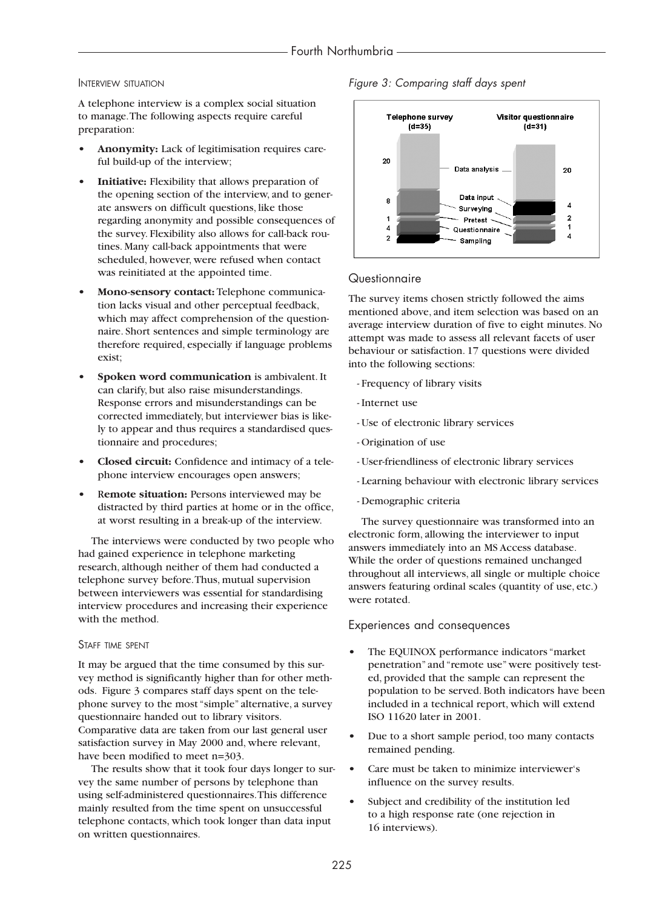#### INTERVIEW SITUATION

A telephone interview is a complex social situation to manage. The following aspects require careful preparation:

- **Anonymity:** Lack of legitimisation requires careful build-up of the interview;
- **Initiative:** Flexibility that allows preparation of the opening section of the interview, and to generate answers on difficult questions, like those regarding anonymity and possible consequences of the survey. Flexibility also allows for call-back routines. Many call-back appointments that were scheduled, however, were refused when contact was reinitiated at the appointed time.
- **Mono-sensory contact:** Telephone communication lacks visual and other perceptual feedback, which may affect comprehension of the questionnaire. Short sentences and simple terminology are therefore required, especially if language problems exist;
- **Spoken word communication** is ambivalent. It can clarify, but also raise misunderstandings. Response errors and misunderstandings can be corrected immediately, but interviewer bias is likely to appear and thus requires a standardised questionnaire and procedures;
- **Closed circuit:** Confidence and intimacy of a telephone interview encourages open answers;
- **Remote situation:** Persons interviewed may be distracted by third parties at home or in the office, at worst resulting in a break-up of the interview.

The interviews were conducted by two people who had gained experience in telephone marketing research, although neither of them had conducted a telephone survey before. Thus, mutual supervision between interviewers was essential for standardising interview procedures and increasing their experience with the method.

#### STAFF TIME SPENT

It may be argued that the time consumed by this survey method is significantly higher than for other methods. Figure 3 compares staff days spent on the telephone survey to the most "simple" alternative, a survey questionnaire handed out to library visitors. Comparative data are taken from our last general user satisfaction survey in May 2000 and, where relevant, have been modified to meet n=303.

The results show that it took four days longer to survey the same number of persons by telephone than using self-administered questionnaires. This difference mainly resulted from the time spent on unsuccessful telephone contacts, which took longer than data input on written questionnaires.

*Figure 3: Comparing staff days spent*

| | Telephone survey (d=35) | Visitor questionnaire (d=31) |
|---|---|---|
| Data analysis | 20 | 20 |
| Data input | 8 | |
| Surveying | | 4 |
| Pretest | 1 | 2 |
| Questionnaire | 4 | 1 |
| Sampling | 2 | 4 |

### Questionnaire

The survey items chosen strictly followed the aims mentioned above, and item selection was based on an average interview duration of five to eight minutes. No attempt was made to assess all relevant facets of user behaviour or satisfaction. 17 questions were divided into the following sections:

- Frequency of library visits
- Internet use
- Use of electronic library services
- Origination of use
- User-friendliness of electronic library services
- Learning behaviour with electronic library services
- Demographic criteria

The survey questionnaire was transformed into an electronic form, allowing the interviewer to input answers immediately into an MS Access database. While the order of questions remained unchanged throughout all interviews, all single or multiple choice answers featuring ordinal scales (quantity of use, etc.) were rotated.

### Experiences and consequences

- The EQUINOX performance indicators "market penetration" and "remote use" were positively tested, provided that the sample can represent the population to be served. Both indicators have been included in a technical report, which will extend ISO 11620 later in 2001.
- Due to a short sample period, too many contacts remained pending.
- Care must be taken to minimize interviewer's influence on the survey results.
- Subject and credibility of the institution led to a high response rate (one rejection in 16 interviews).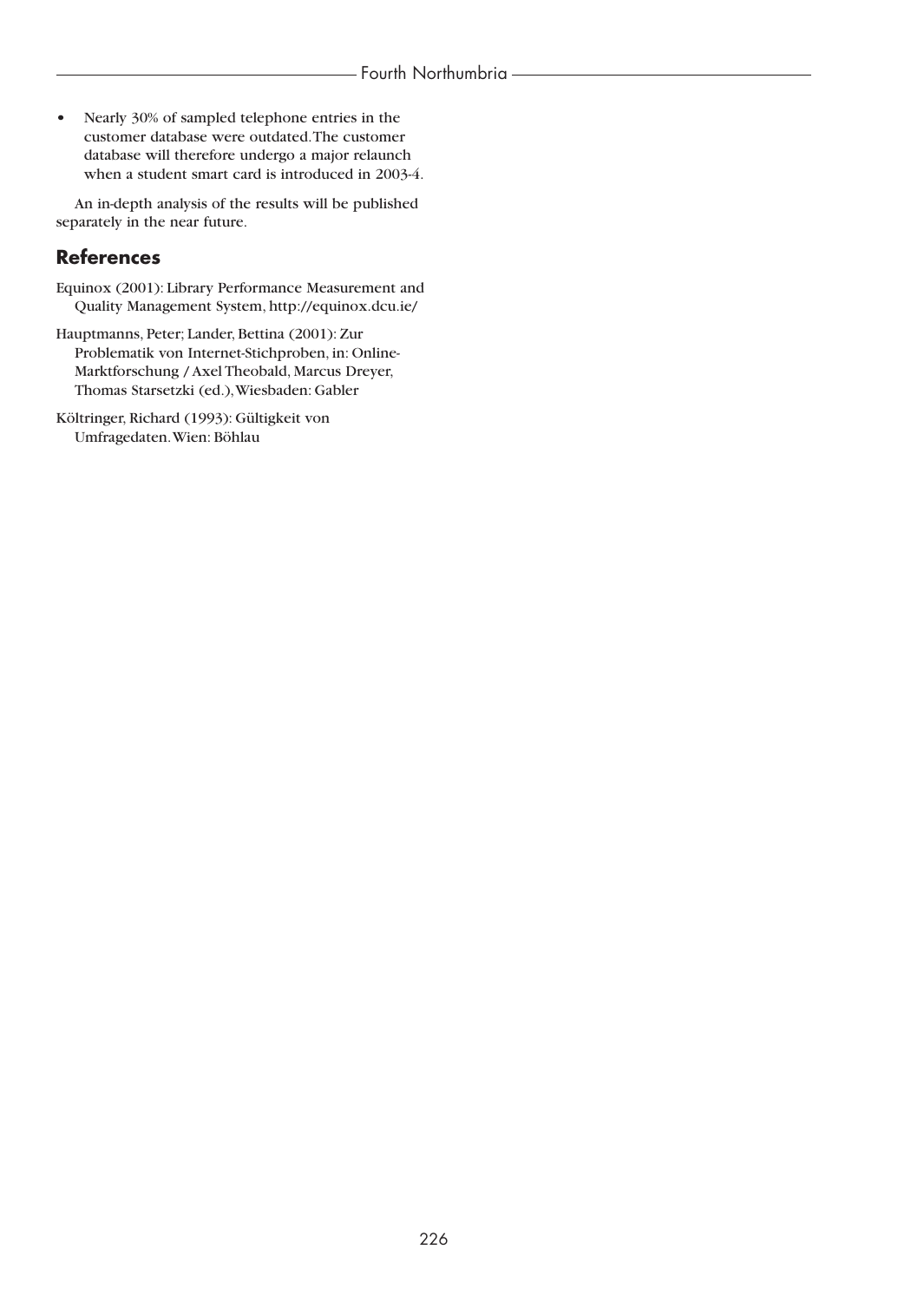- Nearly 30% of sampled telephone entries in the customer database were outdated. The customer database will therefore undergo a major relaunch when a student smart card is introduced in 2003-4.

An in-depth analysis of the results will be published separately in the near future.

## References

Equinox (2001): Library Performance Measurement and Quality Management System, http://equinox.dcu.ie/

Hauptmanns, Peter; Lander, Bettina (2001): Zur Problematik von Internet-Stichproben, in: Online-Marktforschung / Axel Theobald, Marcus Dreyer, Thomas Starsetzki (ed.), Wiesbaden: Gabler

Költringer, Richard (1993): Gültigkeit von Umfragedaten. Wien: Böhlau